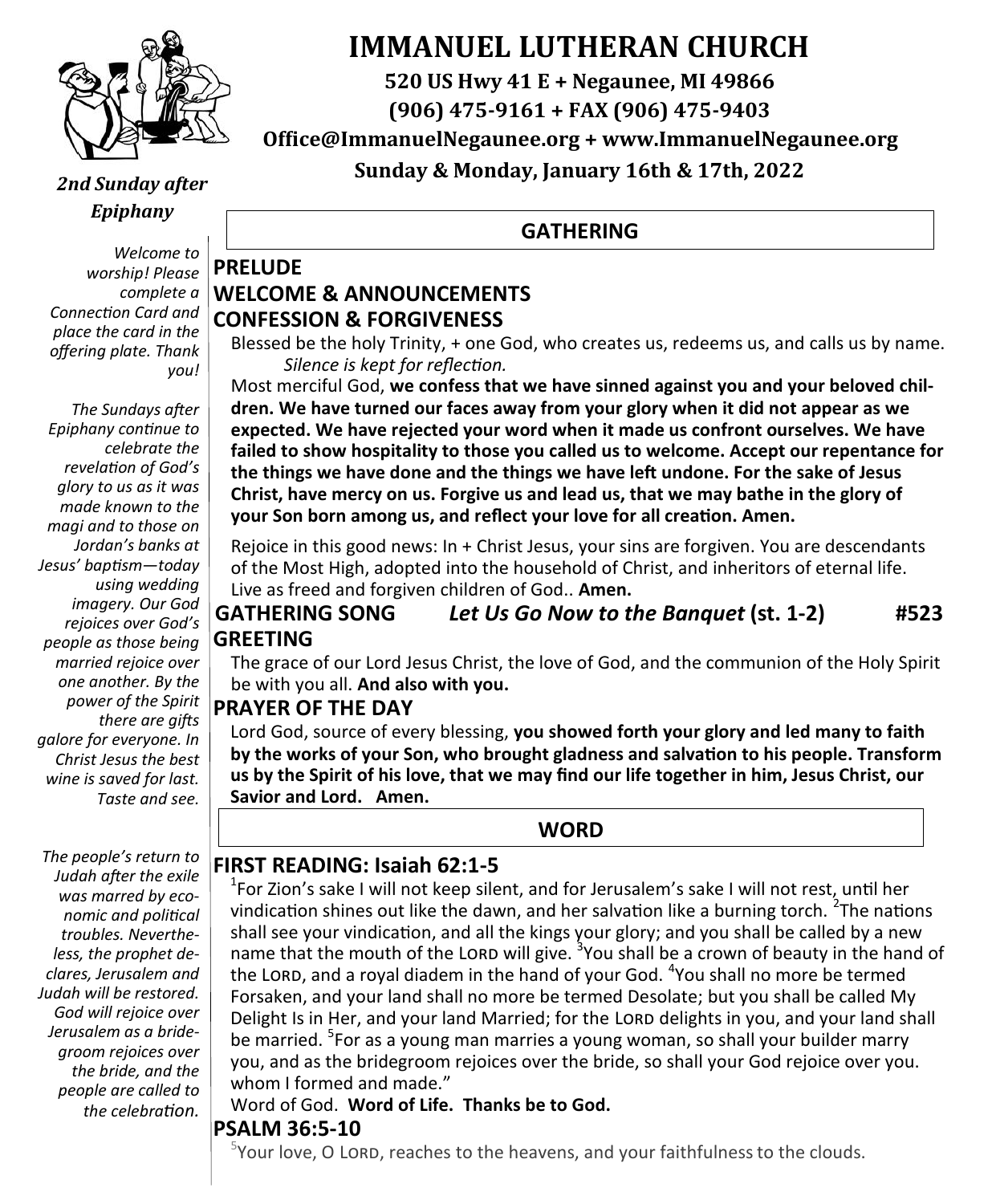# IMMANUEL LUTHERAN CHURCH

**520 US Hwy 41 E + Negaunee, MI 49866**

**(906) 475-9161 + FAX (906) 475-9403**

**Office@ImmanuelNegaunee.org + www.ImmanuelNegaunee.org**

**Sunday & Monday, January 16th & 17th, 2022**

***2nd Sunday after Epiphany***

*Welcome to worship! Please complete a Connection Card and place the card in the offering plate. Thank you!*

*The Sundays after Epiphany continue to celebrate the revelation of God's glory to us as it was made known to the magi and to those on Jordan's banks at Jesus' baptism—today using wedding imagery. Our God rejoices over God's people as those being married rejoice over one another. By the power of the Spirit there are gifts galore for everyone. In Christ Jesus the best wine is saved for last. Taste and see.*

## GATHERING

### PRELUDE

### WELCOME & ANNOUNCEMENTS

### CONFESSION & FORGIVENESS

Blessed be the holy Trinity, + one God, who creates us, redeems us, and calls us by name.
*Silence is kept for reflection.*

Most merciful God, **we confess that we have sinned against you and your beloved children. We have turned our faces away from your glory when it did not appear as we expected. We have rejected your word when it made us confront ourselves. We have failed to show hospitality to those you called us to welcome. Accept our repentance for the things we have done and the things we have left undone. For the sake of Jesus Christ, have mercy on us. Forgive us and lead us, that we may bathe in the glory of your Son born among us, and reflect your love for all creation. Amen.**

Rejoice in this good news: In + Christ Jesus, your sins are forgiven. You are descendants of the Most High, adopted into the household of Christ, and inheritors of eternal life. Live as freed and forgiven children of God.. **Amen.**

### GATHERING SONG *Let Us Go Now to the Banquet* (st. 1-2) #523

### GREETING

The grace of our Lord Jesus Christ, the love of God, and the communion of the Holy Spirit be with you all. **And also with you.**

### PRAYER OF THE DAY

Lord God, source of every blessing, **you showed forth your glory and led many to faith by the works of your Son, who brought gladness and salvation to his people. Transform us by the Spirit of his love, that we may find our life together in him, Jesus Christ, our Savior and Lord. Amen.**

## WORD

*The people's return to Judah after the exile was marred by economic and political troubles. Nevertheless, the prophet declares, Jerusalem and Judah will be restored. God will rejoice over Jerusalem as a bridegroom rejoices over the bride, and the people are called to the celebration.*

### FIRST READING: Isaiah 62:1-5

[1]For Zion's sake I will not keep silent, and for Jerusalem's sake I will not rest, until her vindication shines out like the dawn, and her salvation like a burning torch. [2]The nations shall see your vindication, and all the kings your glory; and you shall be called by a new name that the mouth of the LORD will give. [3]You shall be a crown of beauty in the hand of the LORD, and a royal diadem in the hand of your God. [4]You shall no more be termed Forsaken, and your land shall no more be termed Desolate; but you shall be called My Delight Is in Her, and your land Married; for the LORD delights in you, and your land shall be married. [5]For as a young man marries a young woman, so shall your builder marry you, and as the bridegroom rejoices over the bride, so shall your God rejoice over you. whom I formed and made."

Word of God. **Word of Life. Thanks be to God.**

### PSALM 36:5-10

[5]Your love, O LORD, reaches to the heavens, and your faithfulness to the clouds.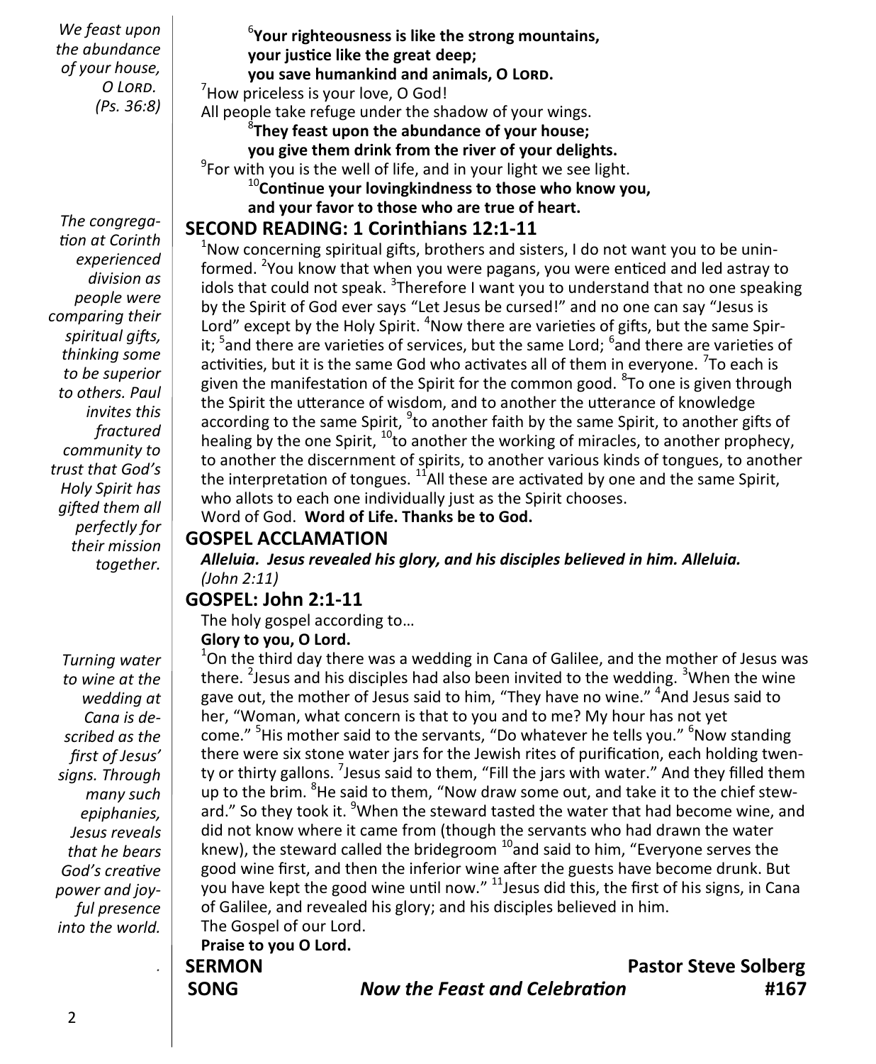*We feast upon the abundance of your house, O LORD. (Ps. 36:8)*

[6]**Your righteousness is like the strong mountains,**
**your justice like the great deep;**
**you save humankind and animals, O LORD.**
[7]How priceless is your love, O God!
All people take refuge under the shadow of your wings.
[8]**They feast upon the abundance of your house;**
**you give them drink from the river of your delights.**
[9]For with you is the well of life, and in your light we see light.
[10]**Continue your lovingkindness to those who know you,**
**and your favor to those who are true of heart.**

*The congregation at Corinth experienced division as people were comparing their spiritual gifts, thinking some to be superior to others. Paul invites this fractured community to trust that God's Holy Spirit has gifted them all perfectly for their mission together.*

## SECOND READING: 1 Corinthians 12:1-11

[1]Now concerning spiritual gifts, brothers and sisters, I do not want you to be uninformed. [2]You know that when you were pagans, you were enticed and led astray to idols that could not speak. [3]Therefore I want you to understand that no one speaking by the Spirit of God ever says "Let Jesus be cursed!" and no one can say "Jesus is Lord" except by the Holy Spirit. [4]Now there are varieties of gifts, but the same Spirit; [5]and there are varieties of services, but the same Lord; [6]and there are varieties of activities, but it is the same God who activates all of them in everyone. [7]To each is given the manifestation of the Spirit for the common good. [8]To one is given through the Spirit the utterance of wisdom, and to another the utterance of knowledge according to the same Spirit, [9]to another faith by the same Spirit, to another gifts of healing by the one Spirit, [10]to another the working of miracles, to another prophecy, to another the discernment of spirits, to another various kinds of tongues, to another the interpretation of tongues. [11]All these are activated by one and the same Spirit, who allots to each one individually just as the Spirit chooses.
Word of God. **Word of Life. Thanks be to God.**

## GOSPEL ACCLAMATION

***Alleluia. Jesus revealed his glory, and his disciples believed in him. Alleluia.***
*(John 2:11)*

*Turning water to wine at the wedding at Cana is described as the first of Jesus' signs. Through many such epiphanies, Jesus reveals that he bears God's creative power and joyful presence into the world.*

## GOSPEL: John 2:1-11

The holy gospel according to…
**Glory to you, O Lord.**

[1]On the third day there was a wedding in Cana of Galilee, and the mother of Jesus was there. [2]Jesus and his disciples had also been invited to the wedding. [3]When the wine gave out, the mother of Jesus said to him, "They have no wine." [4]And Jesus said to her, "Woman, what concern is that to you and to me? My hour has not yet come." [5]His mother said to the servants, "Do whatever he tells you." [6]Now standing there were six stone water jars for the Jewish rites of purification, each holding twenty or thirty gallons. [7]Jesus said to them, "Fill the jars with water." And they filled them up to the brim. [8]He said to them, "Now draw some out, and take it to the chief steward." So they took it. [9]When the steward tasted the water that had become wine, and did not know where it came from (though the servants who had drawn the water knew), the steward called the bridegroom [10]and said to him, "Everyone serves the good wine first, and then the inferior wine after the guests have become drunk. But you have kept the good wine until now." [11]Jesus did this, the first of his signs, in Cana of Galilee, and revealed his glory; and his disciples believed in him.
The Gospel of our Lord.
**Praise to you O Lord.**

**SERMON** — **Pastor Steve Solberg**

**SONG** — ***Now the Feast and Celebration*** — **#167**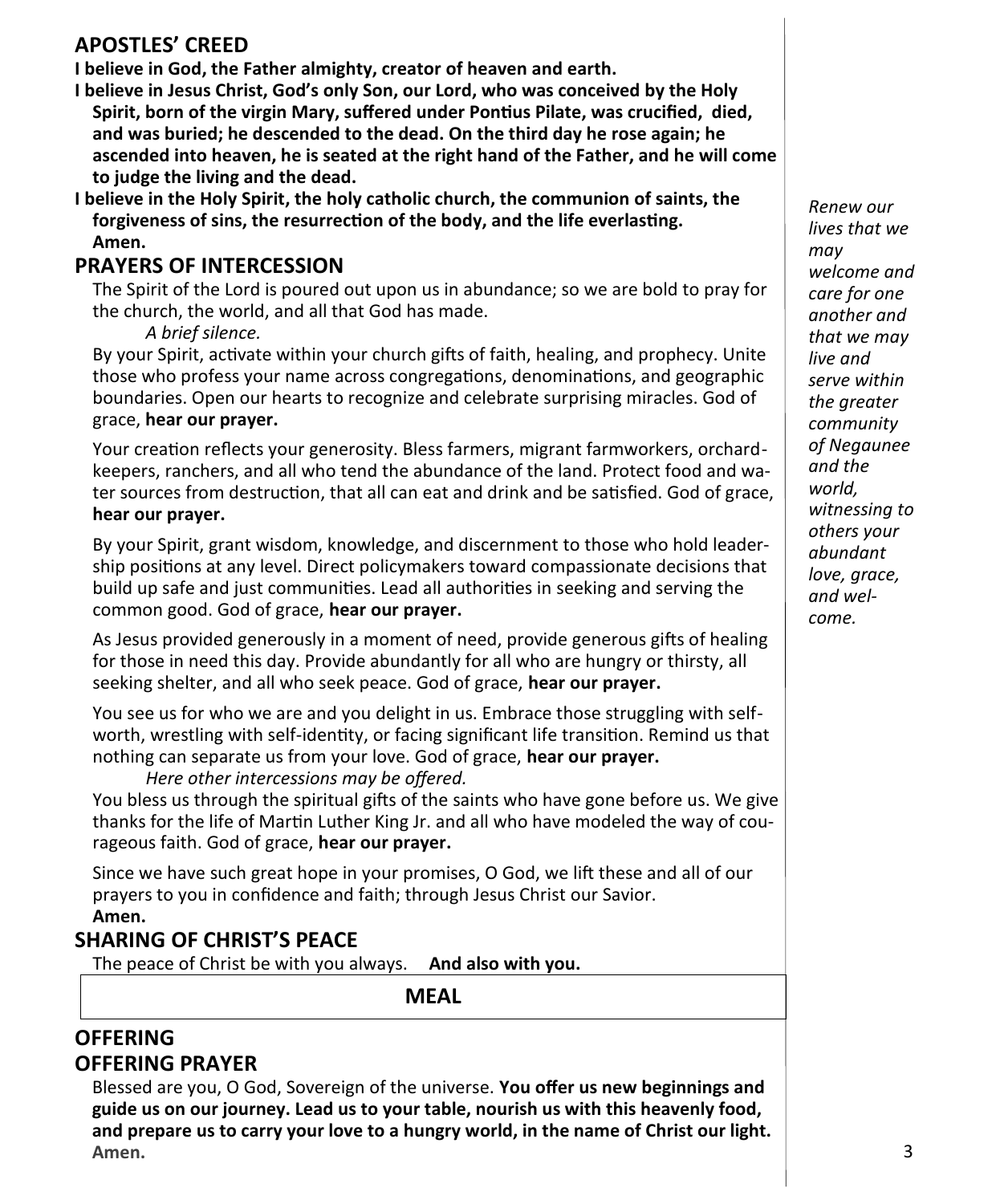## APOSTLES' CREED

**I believe in God, the Father almighty, creator of heaven and earth.**

**I believe in Jesus Christ, God's only Son, our Lord, who was conceived by the Holy Spirit, born of the virgin Mary, suffered under Pontius Pilate, was crucified, died, and was buried; he descended to the dead. On the third day he rose again; he ascended into heaven, he is seated at the right hand of the Father, and he will come to judge the living and the dead.**

**I believe in the Holy Spirit, the holy catholic church, the communion of saints, the forgiveness of sins, the resurrection of the body, and the life everlasting. Amen.**

## PRAYERS OF INTERCESSION

The Spirit of the Lord is poured out upon us in abundance; so we are bold to pray for the church, the world, and all that God has made.

*A brief silence.*

By your Spirit, activate within your church gifts of faith, healing, and prophecy. Unite those who profess your name across congregations, denominations, and geographic boundaries. Open our hearts to recognize and celebrate surprising miracles. God of grace, **hear our prayer.**

Your creation reflects your generosity. Bless farmers, migrant farmworkers, orchard-keepers, ranchers, and all who tend the abundance of the land. Protect food and water sources from destruction, that all can eat and drink and be satisfied. God of grace, **hear our prayer.**

By your Spirit, grant wisdom, knowledge, and discernment to those who hold leadership positions at any level. Direct policymakers toward compassionate decisions that build up safe and just communities. Lead all authorities in seeking and serving the common good. God of grace, **hear our prayer.**

As Jesus provided generously in a moment of need, provide generous gifts of healing for those in need this day. Provide abundantly for all who are hungry or thirsty, all seeking shelter, and all who seek peace. God of grace, **hear our prayer.**

You see us for who we are and you delight in us. Embrace those struggling with self-worth, wrestling with self-identity, or facing significant life transition. Remind us that nothing can separate us from your love. God of grace, **hear our prayer.**

*Here other intercessions may be offered.*

You bless us through the spiritual gifts of the saints who have gone before us. We give thanks for the life of Martin Luther King Jr. and all who have modeled the way of courageous faith. God of grace, **hear our prayer.**

Since we have such great hope in your promises, O God, we lift these and all of our prayers to you in confidence and faith; through Jesus Christ our Savior.
**Amen.**

*Renew our lives that we may welcome and care for one another and that we may live and serve within the greater community of Negaunee and the world, witnessing to others your abundant love, grace, and welcome.*

## SHARING OF CHRIST'S PEACE

The peace of Christ be with you always. **And also with you.**

## MEAL

## OFFERING

## OFFERING PRAYER

Blessed are you, O God, Sovereign of the universe. **You offer us new beginnings and guide us on our journey. Lead us to your table, nourish us with this heavenly food, and prepare us to carry your love to a hungry world, in the name of Christ our light. Amen.**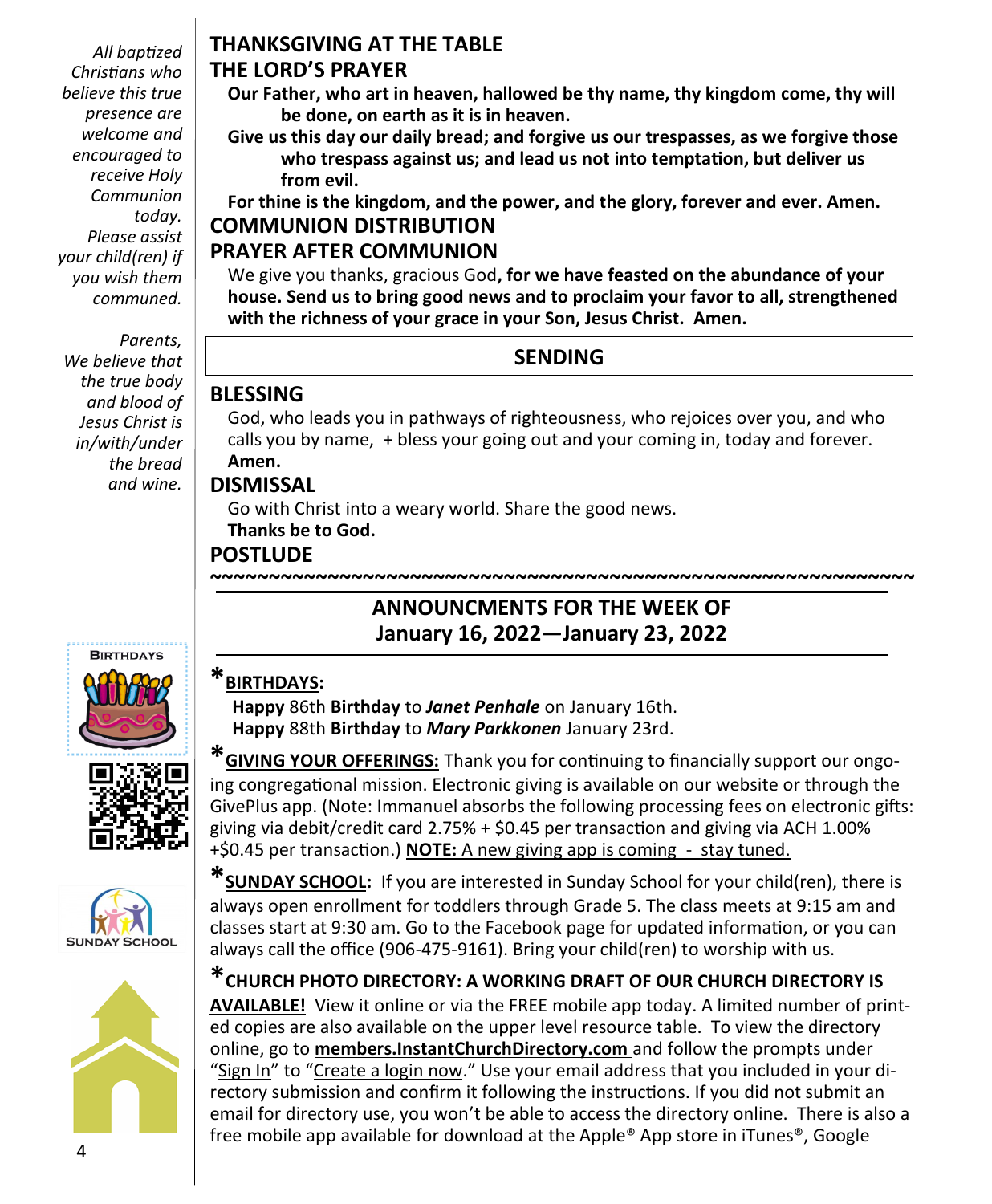*All baptized Christians who believe this true presence are welcome and encouraged to receive Holy Communion today. Please assist your child(ren) if you wish them communed.*

*Parents, We believe that the true body and blood of Jesus Christ is in/with/under the bread and wine.*

## THANKSGIVING AT THE TABLE

## THE LORD'S PRAYER

**Our Father, who art in heaven, hallowed be thy name, thy kingdom come, thy will be done, on earth as it is in heaven.**

**Give us this day our daily bread; and forgive us our trespasses, as we forgive those who trespass against us; and lead us not into temptation, but deliver us from evil.**

**For thine is the kingdom, and the power, and the glory, forever and ever. Amen.**

## COMMUNION DISTRIBUTION

## PRAYER AFTER COMMUNION

We give you thanks, gracious God**, for we have feasted on the abundance of your house. Send us to bring good news and to proclaim your favor to all, strengthened with the richness of your grace in your Son, Jesus Christ. Amen.**

## SENDING

## BLESSING

God, who leads you in pathways of righteousness, who rejoices over you, and who calls you by name, + bless your going out and your coming in, today and forever.
**Amen.**

## DISMISSAL

Go with Christ into a weary world. Share the good news.
**Thanks be to God.**

## POSTLUDE

~~~~~~~~~~~~~~~~~~~~~~~~~~~~~~~~~~~~~~~~~~~~~~~~~~~~~~~~~~~~

## ANNOUNCMENTS FOR THE WEEK OF January 16, 2022—January 23, 2022

Birthdays

Sunday School

***BIRTHDAYS:**

**Happy** 86th **Birthday** to ***Janet Penhale*** on January 16th.
**Happy** 88th **Birthday** to ***Mary Parkkonen*** January 23rd.

***GIVING YOUR OFFERINGS:** Thank you for continuing to financially support our ongoing congregational mission. Electronic giving is available on our website or through the GivePlus app. (Note: Immanuel absorbs the following processing fees on electronic gifts: giving via debit/credit card 2.75% + $0.45 per transaction and giving via ACH 1.00% +$0.45 per transaction.) **NOTE:** A new giving app is coming - stay tuned.

***SUNDAY SCHOOL:** If you are interested in Sunday School for your child(ren), there is always open enrollment for toddlers through Grade 5. The class meets at 9:15 am and classes start at 9:30 am. Go to the Facebook page for updated information, or you can always call the office (906-475-9161). Bring your child(ren) to worship with us.

***CHURCH PHOTO DIRECTORY: A WORKING DRAFT OF OUR CHURCH DIRECTORY IS AVAILABLE!** View it online or via the FREE mobile app today. A limited number of printed copies are also available on the upper level resource table. To view the directory online, go to **members.InstantChurchDirectory.com** and follow the prompts under "Sign In" to "Create a login now." Use your email address that you included in your directory submission and confirm it following the instructions. If you did not submit an email for directory use, you won't be able to access the directory online. There is also a free mobile app available for download at the Apple® App store in iTunes®, Google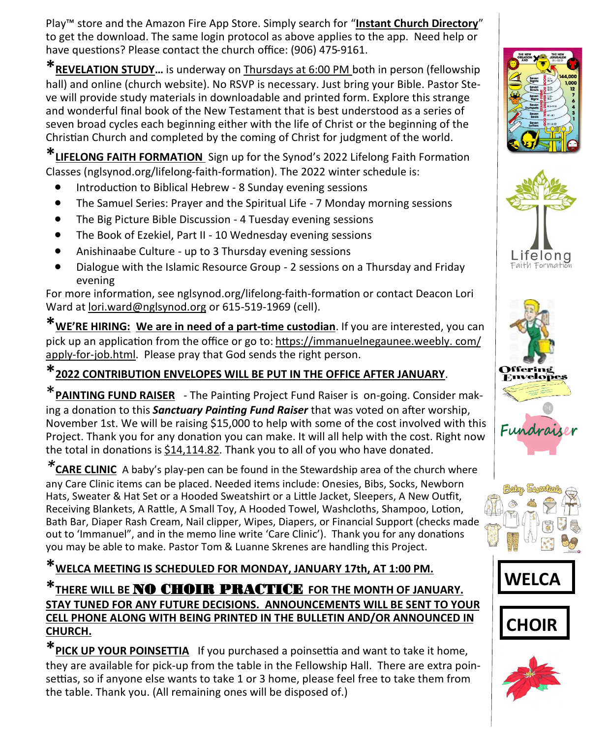Play™ store and the Amazon Fire App Store. Simply search for "**Instant Church Directory**" to get the download. The same login protocol as above applies to the app. Need help or have questions? Please contact the church office: (906) 475-9161.

***REVELATION STUDY…*** is underway on Thursdays at 6:00 PM both in person (fellowship hall) and online (church website). No RSVP is necessary. Just bring your Bible. Pastor Steve will provide study materials in downloadable and printed form. Explore this strange and wonderful final book of the New Testament that is best understood as a series of seven broad cycles each beginning either with the life of Christ or the beginning of the Christian Church and completed by the coming of Christ for judgment of the world.

***LIFELONG FAITH FORMATION*** Sign up for the Synod's 2022 Lifelong Faith Formation Classes (nglsynod.org/lifelong-faith-formation). The 2022 winter schedule is:

- Introduction to Biblical Hebrew - 8 Sunday evening sessions
- The Samuel Series: Prayer and the Spiritual Life - 7 Monday morning sessions
- The Big Picture Bible Discussion - 4 Tuesday evening sessions
- The Book of Ezekiel, Part II - 10 Wednesday evening sessions
- Anishinaabe Culture - up to 3 Thursday evening sessions
- Dialogue with the Islamic Resource Group - 2 sessions on a Thursday and Friday evening

For more information, see nglsynod.org/lifelong-faith-formation or contact Deacon Lori Ward at lori.ward@nglsynod.org or 615-519-1969 (cell).

***WE'RE HIRING: We are in need of a part-time custodian***. If you are interested, you can pick up an application from the office or go to: https://immanuelnegaunee.weebly. com/apply-for-job.html. Please pray that God sends the right person.

***2022 CONTRIBUTION ENVELOPES WILL BE PUT IN THE OFFICE AFTER JANUARY***.

***PAINTING FUND RAISER*** - The Painting Project Fund Raiser is on-going. Consider making a donation to this ***Sanctuary Painting Fund Raiser*** that was voted on after worship, November 1st. We will be raising $15,000 to help with some of the cost involved with this Project. Thank you for any donation you can make. It will all help with the cost. Right now the total in donations is $14,114.82. Thank you to all of you who have donated.

***CARE CLINIC*** A baby's play-pen can be found in the Stewardship area of the church where any Care Clinic items can be placed. Needed items include: Onesies, Bibs, Socks, Newborn Hats, Sweater & Hat Set or a Hooded Sweatshirt or a Little Jacket, Sleepers, A New Outfit, Receiving Blankets, A Rattle, A Small Toy, A Hooded Towel, Washcloths, Shampoo, Lotion, Bath Bar, Diaper Rash Cream, Nail clipper, Wipes, Diapers, or Financial Support (checks made out to 'Immanuel", and in the memo line write 'Care Clinic'). Thank you for any donations you may be able to make. Pastor Tom & Luanne Skrenes are handling this Project.

***WELCA MEETING IS SCHEDULED FOR MONDAY, JANUARY 17th, AT 1:00 PM.***

***THERE WILL BE NO CHOIR PRACTICE FOR THE MONTH OF JANUARY. STAY TUNED FOR ANY FUTURE DECISIONS. ANNOUNCEMENTS WILL BE SENT TO YOUR CELL PHONE ALONG WITH BEING PRINTED IN THE BULLETIN AND/OR ANNOUNCED IN CHURCH.***

***PICK UP YOUR POINSETTIA*** If you purchased a poinsettia and want to take it home, they are available for pick-up from the table in the Fellowship Hall. There are extra poinsettias, so if anyone else wants to take 1 or 3 home, please feel free to take them from the table. Thank you. (All remaining ones will be disposed of.)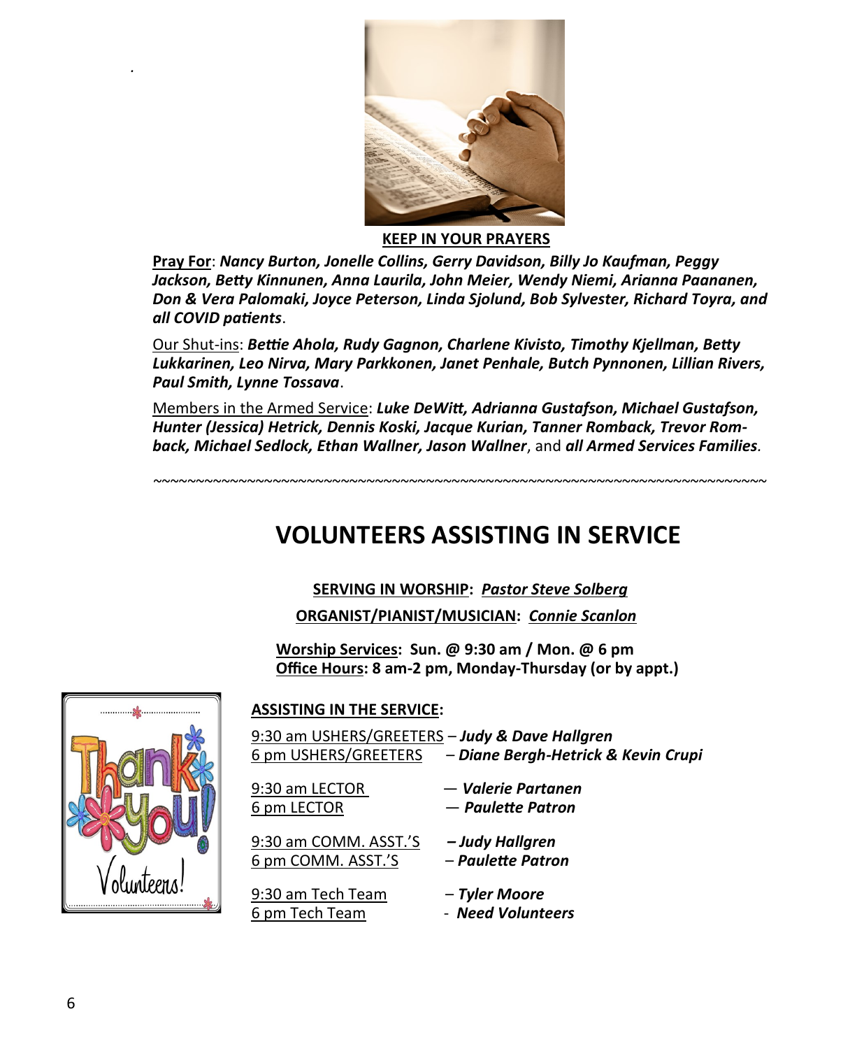**KEEP IN YOUR PRAYERS**

**Pray For**: ***Nancy Burton, Jonelle Collins, Gerry Davidson, Billy Jo Kaufman, Peggy Jackson, Betty Kinnunen, Anna Laurila, John Meier, Wendy Niemi, Arianna Paananen, Don & Vera Palomaki, Joyce Peterson, Linda Sjolund, Bob Sylvester, Richard Toyra, and all COVID patients***.

Our Shut-ins: ***Bettie Ahola, Rudy Gagnon, Charlene Kivisto, Timothy Kjellman, Betty Lukkarinen, Leo Nirva, Mary Parkkonen, Janet Penhale, Butch Pynnonen, Lillian Rivers, Paul Smith, Lynne Tossava***.

Members in the Armed Service: ***Luke DeWitt, Adrianna Gustafson, Michael Gustafson, Hunter (Jessica) Hetrick, Dennis Koski, Jacque Kurian, Tanner Romback, Trevor Romback, Michael Sedlock, Ethan Wallner, Jason Wallner***, and ***all Armed Services Families***.

~~~~~~~~~~~~~~~~~~~~~~~~~~~~~~~~~~~~~~~~~~~~~~~~~~~~~~~~~~~~~~~~~~~~~~~~~~~~~~

# VOLUNTEERS ASSISTING IN SERVICE

**SERVING IN WORSHIP:** ***Pastor Steve Solberg***

**ORGANIST/PIANIST/MUSICIAN:** ***Connie Scanlon***

**Worship Services: Sun. @ 9:30 am / Mon. @ 6 pm**
**Office Hours: 8 am-2 pm, Monday-Thursday (or by appt.)**

**ASSISTING IN THE SERVICE:**

9:30 am USHERS/GREETERS – ***Judy & Dave Hallgren***
6 pm USHERS/GREETERS – ***Diane Bergh-Hetrick & Kevin Crupi***

9:30 am LECTOR — ***Valerie Partanen***
6 pm LECTOR — ***Paulette Patron***

9:30 am COMM. ASST.'S – ***Judy Hallgren***
6 pm COMM. ASST.'S – ***Paulette Patron***

9:30 am Tech Team – ***Tyler Moore***
6 pm Tech Team - ***Need Volunteers***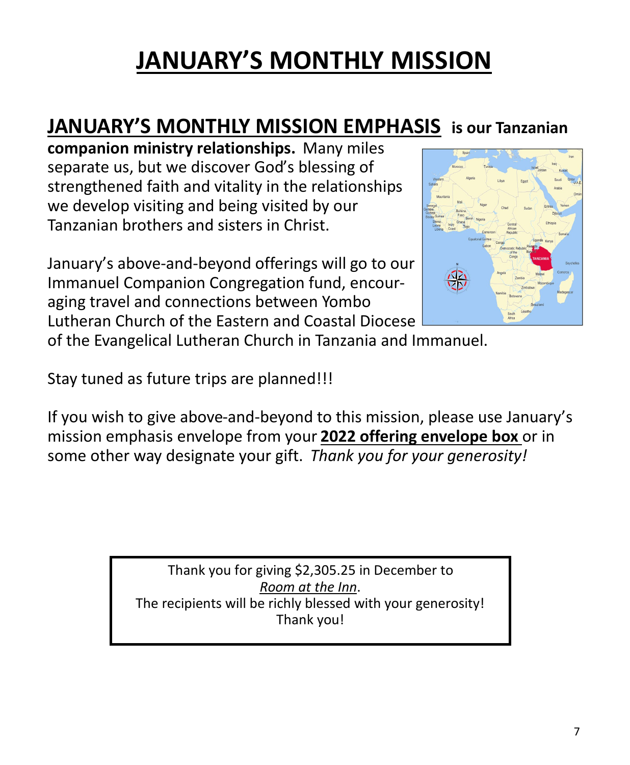# JANUARY'S MONTHLY MISSION

**JANUARY'S MONTHLY MISSION EMPHASIS is our Tanzanian companion ministry relationships.** Many miles separate us, but we discover God's blessing of strengthened faith and vitality in the relationships we develop visiting and being visited by our Tanzanian brothers and sisters in Christ.

January's above-and-beyond offerings will go to our Immanuel Companion Congregation fund, encouraging travel and connections between Yombo Lutheran Church of the Eastern and Coastal Diocese of the Evangelical Lutheran Church in Tanzania and Immanuel.

Stay tuned as future trips are planned!!!

If you wish to give above-and-beyond to this mission, please use January's mission emphasis envelope from your **2022 offering envelope box** or in some other way designate your gift. *Thank you for your generosity!*

Thank you for giving $2,305.25 in December to *Room at the Inn*.
The recipients will be richly blessed with your generosity!
Thank you!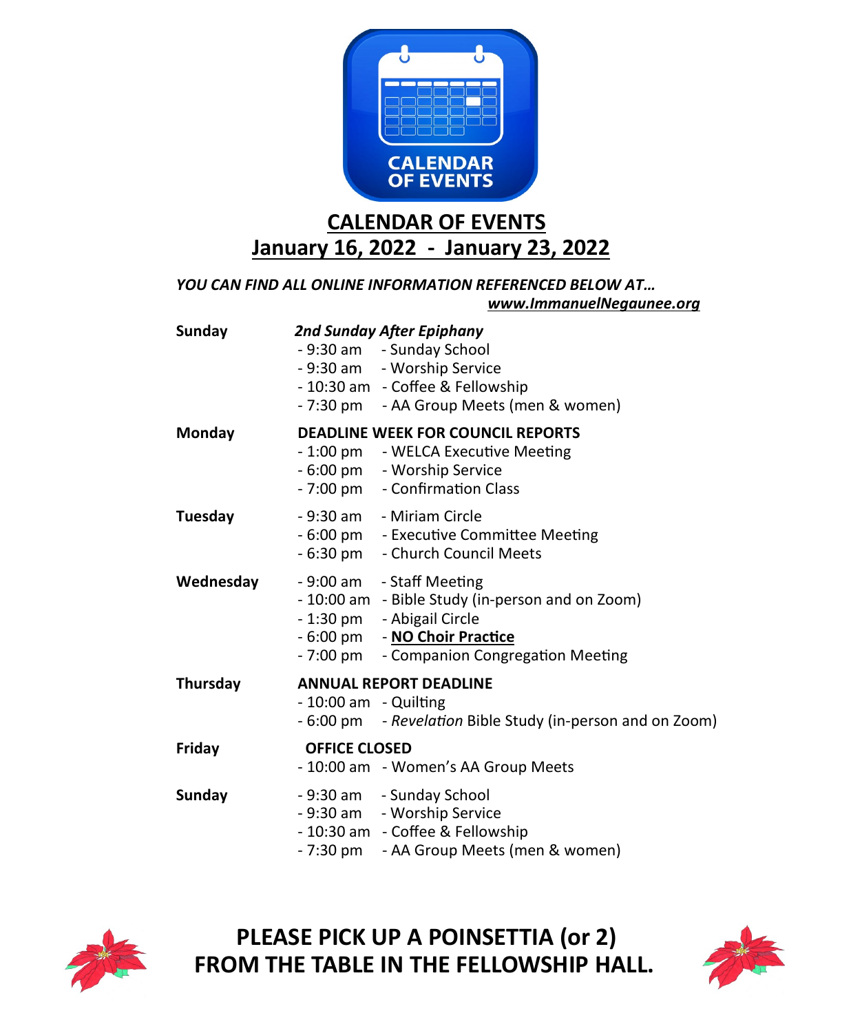# CALENDAR OF EVENTS

## January 16, 2022 - January 23, 2022

***YOU CAN FIND ALL ONLINE INFORMATION REFERENCED BELOW AT…***
***www.ImmanuelNegaunee.org***

**Sunday** — ***2nd Sunday After Epiphany***
- 9:30 am - Sunday School
- 9:30 am - Worship Service
- 10:30 am - Coffee & Fellowship
- 7:30 pm - AA Group Meets (men & women)

**Monday** — **DEADLINE WEEK FOR COUNCIL REPORTS**
- 1:00 pm - WELCA Executive Meeting
- 6:00 pm - Worship Service
- 7:00 pm - Confirmation Class

**Tuesday**
- 9:30 am - Miriam Circle
- 6:00 pm - Executive Committee Meeting
- 6:30 pm - Church Council Meets

**Wednesday**
- 9:00 am - Staff Meeting
- 10:00 am - Bible Study (in-person and on Zoom)
- 1:30 pm - Abigail Circle
- 6:00 pm - **NO Choir Practice**
- 7:00 pm - Companion Congregation Meeting

**Thursday** — **ANNUAL REPORT DEADLINE**
- 10:00 am - Quilting
- 6:00 pm - *Revelation* Bible Study (in-person and on Zoom)

**Friday** — **OFFICE CLOSED**
- 10:00 am - Women's AA Group Meets

**Sunday**
- 9:30 am - Sunday School
- 9:30 am - Worship Service
- 10:30 am - Coffee & Fellowship
- 7:30 pm - AA Group Meets (men & women)

**PLEASE PICK UP A POINSETTIA (or 2) FROM THE TABLE IN THE FELLOWSHIP HALL.**